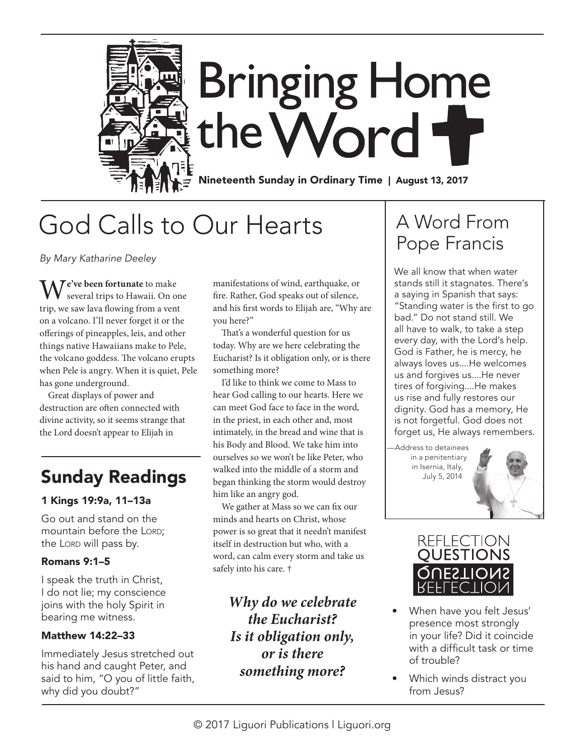# Bringing Home the Word

**Nineteenth Sunday in Ordinary Time | August 13, 2017**

## God Calls to Our Hearts

*By Mary Katharine Deeley*

**We've been fortunate** to make several trips to Hawaii. On one trip, we saw lava flowing from a vent on a volcano. I'll never forget it or the offerings of pineapples, leis, and other things native Hawaiians make to Pele, the volcano goddess. The volcano erupts when Pele is angry. When it is quiet, Pele has gone underground.

Great displays of power and destruction are often connected with divine activity, so it seems strange that the Lord doesn't appear to Elijah in manifestations of wind, earthquake, or fire. Rather, God speaks out of silence, and his first words to Elijah are, "Why are you here?"

That's a wonderful question for us today. Why are we here celebrating the Eucharist? Is it obligation only, or is there something more?

I'd like to think we come to Mass to hear God calling to our hearts. Here we can meet God face to face in the word, in the priest, in each other and, most intimately, in the bread and wine that is his Body and Blood. We take him into ourselves so we won't be like Peter, who walked into the middle of a storm and began thinking the storm would destroy him like an angry god.

We gather at Mass so we can fix our minds and hearts on Christ, whose power is so great that it needn't manifest itself in destruction but who, with a word, can calm every storm and take us safely into his care. †

***Why do we celebrate the Eucharist? Is it obligation only, or is there something more?***

## Sunday Readings

### 1 Kings 19:9a, 11–13a

Go out and stand on the mountain before the LORD; the LORD will pass by.

### Romans 9:1–5

I speak the truth in Christ, I do not lie; my conscience joins with the holy Spirit in bearing me witness.

### Matthew 14:22–33

Immediately Jesus stretched out his hand and caught Peter, and said to him, "O you of little faith, why did you doubt?"

## A Word From Pope Francis

We all know that when water stands still it stagnates. There's a saying in Spanish that says: "Standing water is the first to go bad." Do not stand still. We all have to walk, to take a step every day, with the Lord's help. God is Father, he is mercy, he always loves us....He welcomes us and forgives us....He never tires of forgiving....He makes us rise and fully restores our dignity. God has a memory, He is not forgetful. God does not forget us, He always remembers.

—Address to detainees in a penitentiary in Isernia, Italy, July 5, 2014

## Reflection Questions

- When have you felt Jesus' presence most strongly in your life? Did it coincide with a difficult task or time of trouble?
- Which winds distract you from Jesus?

© 2017 Liguori Publications | Liguori.org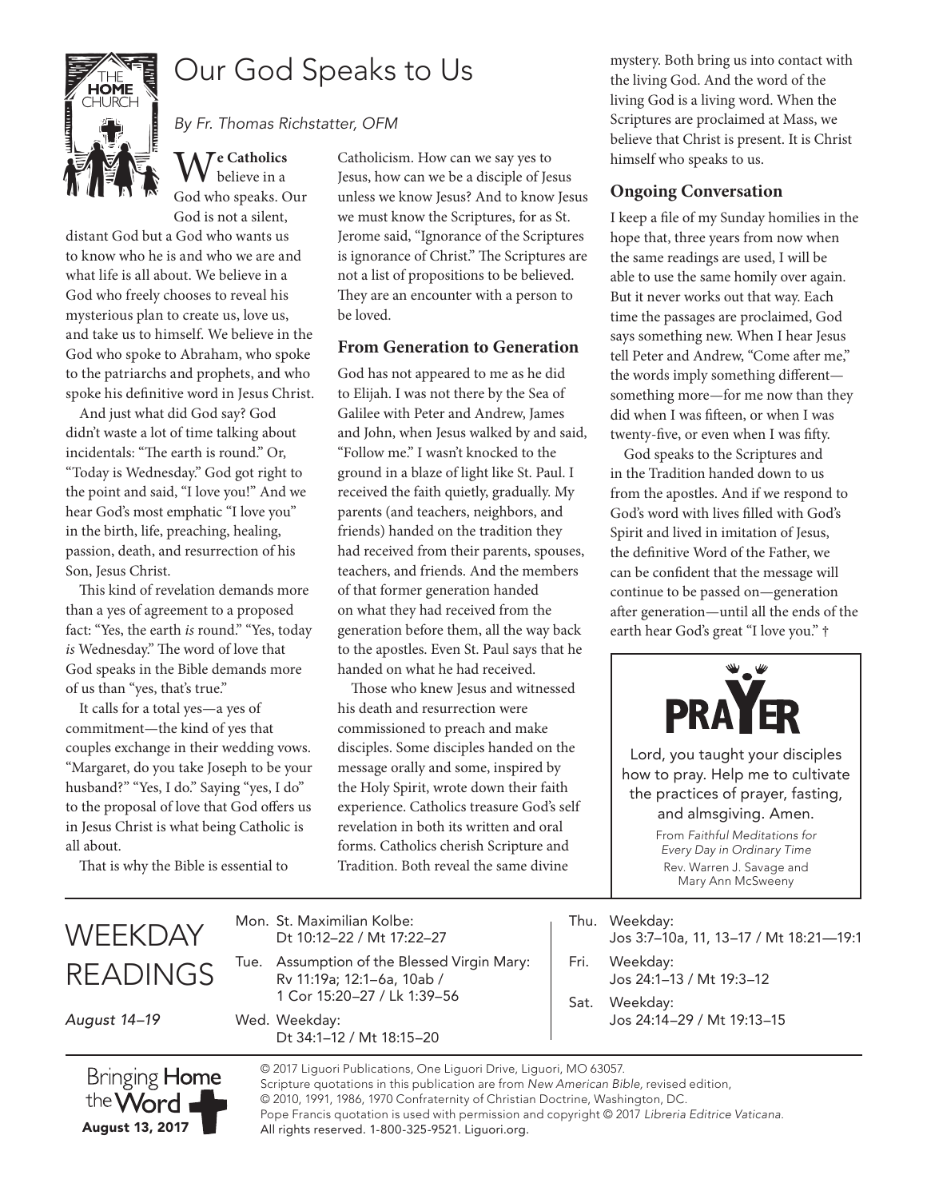# Our God Speaks to Us

*By Fr. Thomas Richstatter, OFM*

We Catholics believe in a God who speaks. Our God is not a silent, distant God but a God who wants us to know who he is and who we are and what life is all about. We believe in a God who freely chooses to reveal his mysterious plan to create us, love us, and take us to himself. We believe in the God who spoke to Abraham, who spoke to the patriarchs and prophets, and who spoke his definitive word in Jesus Christ.

And just what did God say? God didn't waste a lot of time talking about incidentals: "The earth is round." Or, "Today is Wednesday." God got right to the point and said, "I love you!" And we hear God's most emphatic "I love you" in the birth, life, preaching, healing, passion, death, and resurrection of his Son, Jesus Christ.

This kind of revelation demands more than a yes of agreement to a proposed fact: "Yes, the earth *is* round." "Yes, today *is* Wednesday." The word of love that God speaks in the Bible demands more of us than "yes, that's true."

It calls for a total yes—a yes of commitment—the kind of yes that couples exchange in their wedding vows. "Margaret, do you take Joseph to be your husband?" "Yes, I do." Saying "yes, I do" to the proposal of love that God offers us in Jesus Christ is what being Catholic is all about.

That is why the Bible is essential to Catholicism. How can we say yes to Jesus, how can we be a disciple of Jesus unless we know Jesus? And to know Jesus we must know the Scriptures, for as St. Jerome said, "Ignorance of the Scriptures is ignorance of Christ." The Scriptures are not a list of propositions to be believed. They are an encounter with a person to be loved.

## From Generation to Generation

God has not appeared to me as he did to Elijah. I was not there by the Sea of Galilee with Peter and Andrew, James and John, when Jesus walked by and said, "Follow me." I wasn't knocked to the ground in a blaze of light like St. Paul. I received the faith quietly, gradually. My parents (and teachers, neighbors, and friends) handed on the tradition they had received from their parents, spouses, teachers, and friends. And the members of that former generation handed on what they had received from the generation before them, all the way back to the apostles. Even St. Paul says that he handed on what he had received.

Those who knew Jesus and witnessed his death and resurrection were commissioned to preach and make disciples. Some disciples handed on the message orally and some, inspired by the Holy Spirit, wrote down their faith experience. Catholics treasure God's self revelation in both its written and oral forms. Catholics cherish Scripture and Tradition. Both reveal the same divine mystery. Both bring us into contact with the living God. And the word of the living God is a living word. When the Scriptures are proclaimed at Mass, we believe that Christ is present. It is Christ himself who speaks to us.

## Ongoing Conversation

I keep a file of my Sunday homilies in the hope that, three years from now when the same readings are used, I will be able to use the same homily over again. But it never works out that way. Each time the passages are proclaimed, God says something new. When I hear Jesus tell Peter and Andrew, "Come after me," the words imply something different—something more—for me now than they did when I was fifteen, or when I was twenty-five, or even when I was fifty.

God speaks to the Scriptures and in the Tradition handed down to us from the apostles. And if we respond to God's word with lives filled with God's Spirit and lived in imitation of Jesus, the definitive Word of the Father, we can be confident that the message will continue to be passed on—generation after generation—until all the ends of the earth hear God's great "I love you." †

## PRAYER

Lord, you taught your disciples how to pray. Help me to cultivate the practices of prayer, fasting, and almsgiving. Amen.

From *Faithful Meditations for Every Day in Ordinary Time*
Rev. Warren J. Savage and Mary Ann McSweeny

## WEEKDAY READINGS

*August 14–19*

- Mon. St. Maximilian Kolbe: Dt 10:12–22 / Mt 17:22–27
- Tue. Assumption of the Blessed Virgin Mary: Rv 11:19a; 12:1–6a, 10ab / 1 Cor 15:20–27 / Lk 1:39–56
- Wed. Weekday: Dt 34:1–12 / Mt 18:15–20
- Thu. Weekday: Jos 3:7–10a, 11, 13–17 / Mt 18:21—19:1
- Fri. Weekday: Jos 24:1–13 / Mt 19:3–12
- Sat. Weekday: Jos 24:14–29 / Mt 19:13–15

Bringing Home the Word
August 13, 2017

© 2017 Liguori Publications, One Liguori Drive, Liguori, MO 63057.
Scripture quotations in this publication are from *New American Bible,* revised edition, © 2010, 1991, 1986, 1970 Confraternity of Christian Doctrine, Washington, DC.
Pope Francis quotation is used with permission and copyright © 2017 *Libreria Editrice Vaticana.*
All rights reserved. 1-800-325-9521. Liguori.org.